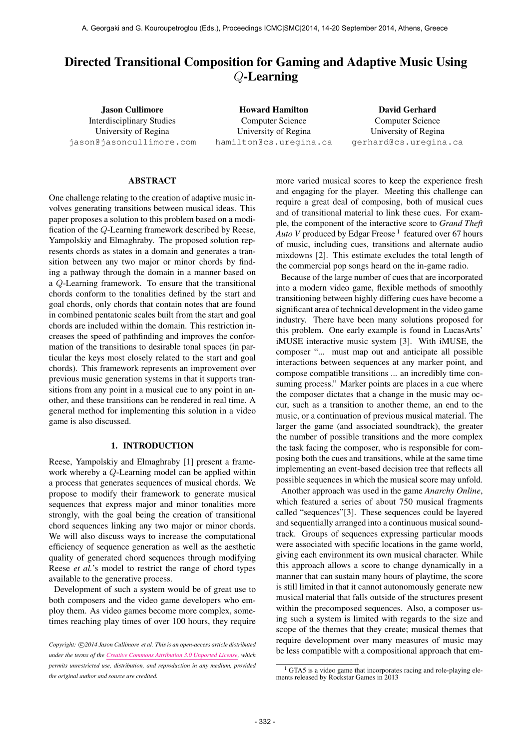# Directed Transitional Composition for Gaming and Adaptive Music Using $Q$-Learning

**Jason Cullimore**
Interdisciplinary Studies
University of Regina
jason@jasoncullimore.com

**Howard Hamilton**
Computer Science
University of Regina
hamilton@cs.uregina.ca

**David Gerhard**
Computer Science
University of Regina
gerhard@cs.uregina.ca

## ABSTRACT

One challenge relating to the creation of adaptive music involves generating transitions between musical ideas. This paper proposes a solution to this problem based on a modification of the $Q$-Learning framework described by Reese, Yampolskiy and Elmaghraby. The proposed solution represents chords as states in a domain and generates a transition between any two major or minor chords by finding a pathway through the domain in a manner based on a $Q$-Learning framework. To ensure that the transitional chords conform to the tonalities defined by the start and goal chords, only chords that contain notes that are found in combined pentatonic scales built from the start and goal chords are included within the domain. This restriction increases the speed of pathfinding and improves the conformation of the transitions to desirable tonal spaces (in particular the keys most closely related to the start and goal chords). This framework represents an improvement over previous music generation systems in that it supports transitions from any point in a musical cue to any point in another, and these transitions can be rendered in real time. A general method for implementing this solution in a video game is also discussed.

## 1. INTRODUCTION

Reese, Yampolskiy and Elmaghraby [1] present a framework whereby a $Q$-Learning model can be applied within a process that generates sequences of musical chords. We propose to modify their framework to generate musical sequences that express major and minor tonalities more strongly, with the goal being the creation of transitional chord sequences linking any two major or minor chords. We will also discuss ways to increase the computational efficiency of sequence generation as well as the aesthetic quality of generated chord sequences through modifying Reese *et al.*'s model to restrict the range of chord types available to the generative process.

Development of such a system would be of great use to both composers and the video game developers who employ them. As video games become more complex, sometimes reaching play times of over 100 hours, they require more varied musical scores to keep the experience fresh and engaging for the player. Meeting this challenge can require a great deal of composing, both of musical cues and of transitional material to link these cues. For example, the component of the interactive score to *Grand Theft Auto V* produced by Edgar Freose [1] featured over 67 hours of music, including cues, transitions and alternate audio mixdowns [2]. This estimate excludes the total length of the commercial pop songs heard on the in-game radio.

Because of the large number of cues that are incorporated into a modern video game, flexible methods of smoothly transitioning between highly differing cues have become a significant area of technical development in the video game industry. There have been many solutions proposed for this problem. One early example is found in LucasArts' iMUSE interactive music system [3]. With iMUSE, the composer "... must map out and anticipate all possible interactions between sequences at any marker point, and compose compatible transitions ... an incredibly time consuming process." Marker points are places in a cue where the composer dictates that a change in the music may occur, such as a transition to another theme, an end to the music, or a continuation of previous musical material. The larger the game (and associated soundtrack), the greater the number of possible transitions and the more complex the task facing the composer, who is responsible for composing both the cues and transitions, while at the same time implementing an event-based decision tree that reflects all possible sequences in which the musical score may unfold.

Another approach was used in the game *Anarchy Online*, which featured a series of about 750 musical fragments called "sequences"[3]. These sequences could be layered and sequentially arranged into a continuous musical soundtrack. Groups of sequences expressing particular moods were associated with specific locations in the game world, giving each environment its own musical character. While this approach allows a score to change dynamically in a manner that can sustain many hours of playtime, the score is still limited in that it cannot autonomously generate new musical material that falls outside of the structures present within the precomposed sequences. Also, a composer using such a system is limited with regards to the size and scope of the themes that they create; musical themes that require development over many measures of music may be less compatible with a compositional approach that em-

[1] GTA5 is a video game that incorporates racing and role-playing elements released by Rockstar Games in 2013

*Copyright: ©2014 Jason Cullimore et al. This is an open-access article distributed under the terms of the Creative Commons Attribution 3.0 Unported License, which permits unrestricted use, distribution, and reproduction in any medium, provided the original author and source are credited.*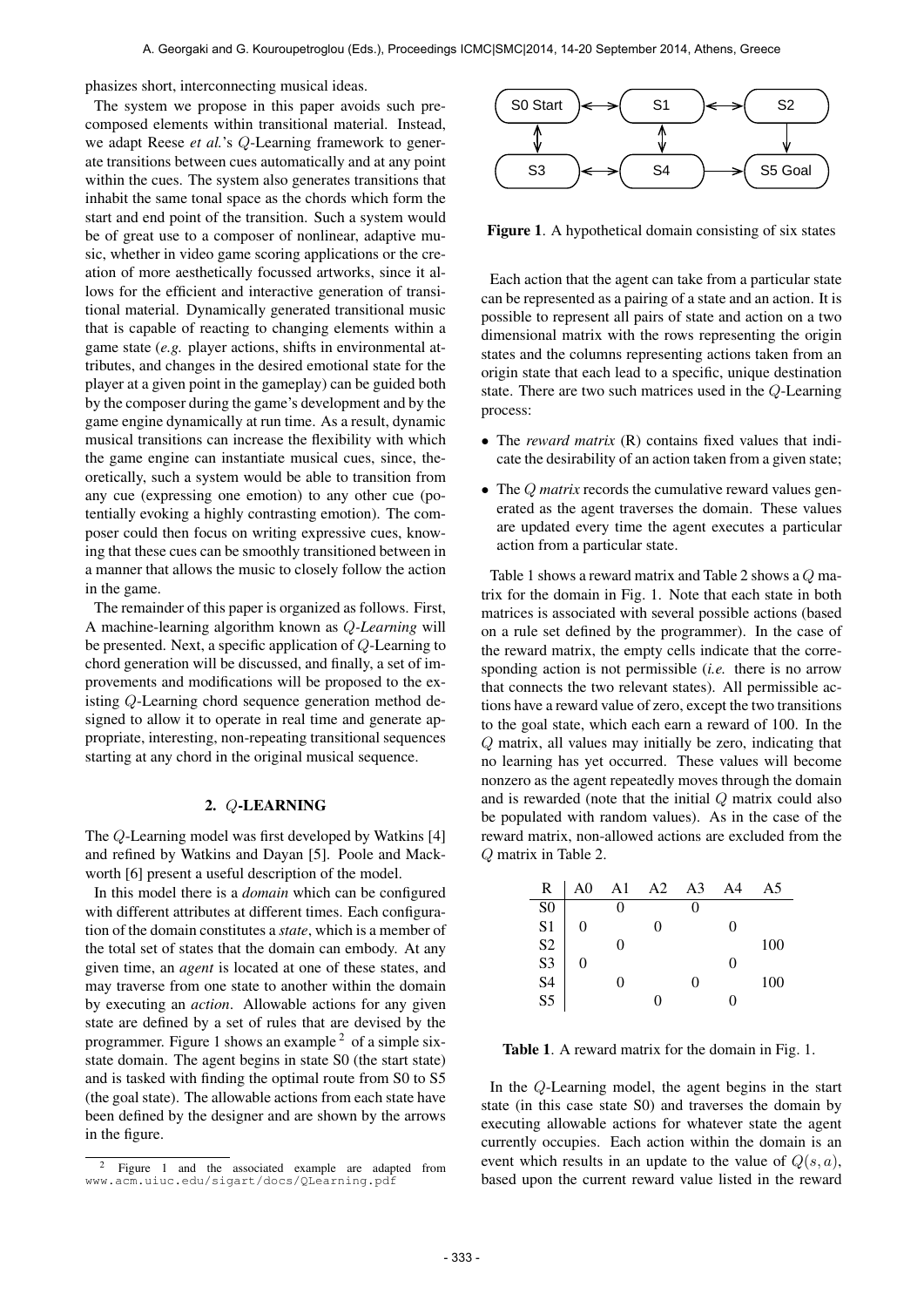phasizes short, interconnecting musical ideas.

The system we propose in this paper avoids such pre-composed elements within transitional material. Instead, we adapt Reese *et al.*'s $Q$-Learning framework to generate transitions between cues automatically and at any point within the cues. The system also generates transitions that inhabit the same tonal space as the chords which form the start and end point of the transition. Such a system would be of great use to a composer of nonlinear, adaptive music, whether in video game scoring applications or the creation of more aesthetically focussed artworks, since it allows for the efficient and interactive generation of transitional material. Dynamically generated transitional music that is capable of reacting to changing elements within a game state (*e.g.* player actions, shifts in environmental attributes, and changes in the desired emotional state for the player at a given point in the gameplay) can be guided both by the composer during the game's development and by the game engine dynamically at run time. As a result, dynamic musical transitions can increase the flexibility with which the game engine can instantiate musical cues, since, theoretically, such a system would be able to transition from any cue (expressing one emotion) to any other cue (potentially evoking a highly contrasting emotion). The composer could then focus on writing expressive cues, knowing that these cues can be smoothly transitioned between in a manner that allows the music to closely follow the action in the game.

The remainder of this paper is organized as follows. First, A machine-learning algorithm known as $Q$-*Learning* will be presented. Next, a specific application of $Q$-Learning to chord generation will be discussed, and finally, a set of improvements and modifications will be proposed to the existing $Q$-Learning chord sequence generation method designed to allow it to operate in real time and generate appropriate, interesting, non-repeating transitional sequences starting at any chord in the original musical sequence.

## 2. $Q$-LEARNING

The $Q$-Learning model was first developed by Watkins [4] and refined by Watkins and Dayan [5]. Poole and Mackworth [6] present a useful description of the model.

In this model there is a *domain* which can be configured with different attributes at different times. Each configuration of the domain constitutes a *state*, which is a member of the total set of states that the domain can embody. At any given time, an *agent* is located at one of these states, and may traverse from one state to another within the domain by executing an *action*. Allowable actions for any given state are defined by a set of rules that are devised by the programmer. Figure 1 shows an example[2] of a simple six-state domain. The agent begins in state S0 (the start state) and is tasked with finding the optimal route from S0 to S5 (the goal state). The allowable actions from each state have been defined by the designer and are shown by the arrows in the figure.

[2] Figure 1 and the associated example are adapted from www.acm.uiuc.edu/sigart/docs/QLearning.pdf

S0 Start
S1
S2
S3
S4
S5 Goal

**Figure 1**. A hypothetical domain consisting of six states

Each action that the agent can take from a particular state can be represented as a pairing of a state and an action. It is possible to represent all pairs of state and action on a two dimensional matrix with the rows representing the origin states and the columns representing actions taken from an origin state that each lead to a specific, unique destination state. There are two such matrices used in the $Q$-Learning process:

- The *reward matrix* (R) contains fixed values that indicate the desirability of an action taken from a given state;
- The $Q$ *matrix* records the cumulative reward values generated as the agent traverses the domain. These values are updated every time the agent executes a particular action from a particular state.

Table 1 shows a reward matrix and Table 2 shows a $Q$ matrix for the domain in Fig. 1. Note that each state in both matrices is associated with several possible actions (based on a rule set defined by the programmer). In the case of the reward matrix, the empty cells indicate that the corresponding action is not permissible (*i.e.* there is no arrow that connects the two relevant states). All permissible actions have a reward value of zero, except the two transitions to the goal state, which each earn a reward of 100. In the $Q$ matrix, all values may initially be zero, indicating that no learning has yet occurred. These values will become nonzero as the agent repeatedly moves through the domain and is rewarded (note that the initial $Q$ matrix could also be populated with random values). As in the case of the reward matrix, non-allowed actions are excluded from the $Q$ matrix in Table 2.

| R | A0 | A1 | A2 | A3 | A4 | A5 |
|---|---|---|---|---|---|---|
| S0 | | 0 | | 0 | | |
| S1 | 0 | | 0 | | 0 | |
| S2 | | 0 | | | | 100 |
| S3 | 0 | | | | 0 | |
| S4 | | 0 | | 0 | | 100 |
| S5 | | | 0 | | 0 | |

**Table 1**. A reward matrix for the domain in Fig. 1.

In the $Q$-Learning model, the agent begins in the start state (in this case state S0) and traverses the domain by executing allowable actions for whatever state the agent currently occupies. Each action within the domain is an event which results in an update to the value of $Q(s, a)$, based upon the current reward value listed in the reward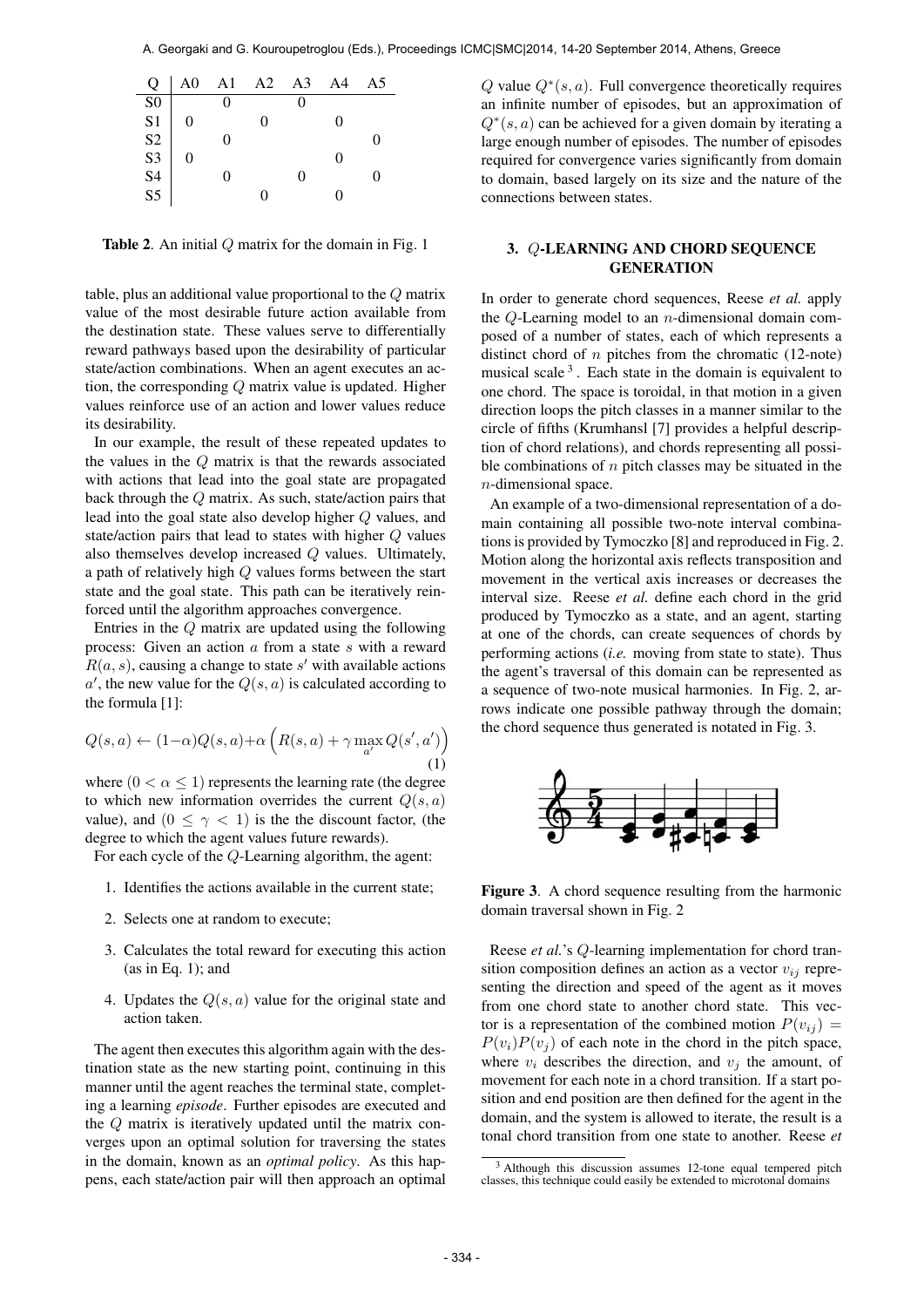| Q | A0 | A1 | A2 | A3 | A4 | A5 |
|---|---|---|---|---|---|---|
| S0 | | 0 | | 0 | | |
| S1 | 0 | | 0 | | 0 | |
| S2 | | 0 | | | | 0 |
| S3 | 0 | | | | 0 | |
| S4 | | 0 | | 0 | | 0 |
| S5 | | | 0 | | 0 | |

**Table 2**. An initial $Q$ matrix for the domain in Fig. 1

table, plus an additional value proportional to the $Q$ matrix value of the most desirable future action available from the destination state. These values serve to differentially reward pathways based upon the desirability of particular state/action combinations. When an agent executes an action, the corresponding $Q$ matrix value is updated. Higher values reinforce use of an action and lower values reduce its desirability.

In our example, the result of these repeated updates to the values in the $Q$ matrix is that the rewards associated with actions that lead into the goal state are propagated back through the $Q$ matrix. As such, state/action pairs that lead into the goal state also develop higher $Q$ values, and state/action pairs that lead to states with higher $Q$ values also themselves develop increased $Q$ values. Ultimately, a path of relatively high $Q$ values forms between the start state and the goal state. This path can be iteratively reinforced until the algorithm approaches convergence.

Entries in the $Q$ matrix are updated using the following process: Given an action $a$ from a state $s$ with a reward $R(a, s)$, causing a change to state $s'$ with available actions $a'$, the new value for the $Q(s, a)$ is calculated according to the formula [1]:

$$Q(s,a) \leftarrow (1-\alpha)Q(s,a)+\alpha\left(R(s,a)+\gamma\max_{a'}Q(s',a')\right) \tag{1}$$

where $(0 < \alpha \leq 1)$ represents the learning rate (the degree to which new information overrides the current $Q(s, a)$ value), and $(0 \leq \gamma < 1)$ is the the discount factor, (the degree to which the agent values future rewards).

For each cycle of the $Q$-Learning algorithm, the agent:

1. Identifies the actions available in the current state;
2. Selects one at random to execute;
3. Calculates the total reward for executing this action (as in Eq. 1); and
4. Updates the $Q(s, a)$ value for the original state and action taken.

The agent then executes this algorithm again with the destination state as the new starting point, continuing in this manner until the agent reaches the terminal state, completing a learning *episode*. Further episodes are executed and the $Q$ matrix is iteratively updated until the matrix converges upon an optimal solution for traversing the states in the domain, known as an *optimal policy*. As this happens, each state/action pair will then approach an optimal $Q$ value $Q^*(s, a)$. Full convergence theoretically requires an infinite number of episodes, but an approximation of $Q^*(s, a)$ can be achieved for a given domain by iterating a large enough number of episodes. The number of episodes required for convergence varies significantly from domain to domain, based largely on its size and the nature of the connections between states.

## 3. $Q$-LEARNING AND CHORD SEQUENCE GENERATION

In order to generate chord sequences, Reese *et al.* apply the $Q$-Learning model to an $n$-dimensional domain composed of a number of states, each of which represents a distinct chord of $n$ pitches from the chromatic (12-note) musical scale [3]. Each state in the domain is equivalent to one chord. The space is toroidal, in that motion in a given direction loops the pitch classes in a manner similar to the circle of fifths (Krumhansl [7] provides a helpful description of chord relations), and chords representing all possible combinations of $n$ pitch classes may be situated in the $n$-dimensional space.

An example of a two-dimensional representation of a domain containing all possible two-note interval combinations is provided by Tymoczko [8] and reproduced in Fig. 2. Motion along the horizontal axis reflects transposition and movement in the vertical axis increases or decreases the interval size. Reese *et al.* define each chord in the grid produced by Tymoczko as a state, and an agent, starting at one of the chords, can create sequences of chords by performing actions (*i.e.* moving from state to state). Thus the agent's traversal of this domain can be represented as a sequence of two-note musical harmonies. In Fig. 2, arrows indicate one possible pathway through the domain; the chord sequence thus generated is notated in Fig. 3.

**Figure 3**. A chord sequence resulting from the harmonic domain traversal shown in Fig. 2

Reese *et al.*'s $Q$-learning implementation for chord transition composition defines an action as a vector $v_{ij}$ representing the direction and speed of the agent as it moves from one chord state to another chord state. This vector is a representation of the combined motion $P(v_{ij}) = P(v_i)P(v_j)$ of each note in the chord in the pitch space, where $v_i$ describes the direction, and $v_j$ the amount, of movement for each note in a chord transition. If a start position and end position are then defined for the agent in the domain, and the system is allowed to iterate, the result is a tonal chord transition from one state to another. Reese *et*

[3] Although this discussion assumes 12-tone equal tempered pitch classes, this technique could easily be extended to microtonal domains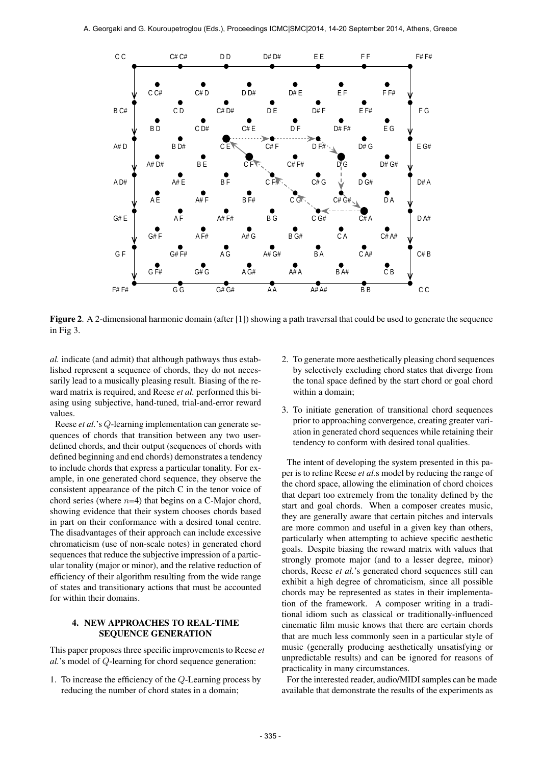C C
C# C#
D D
D# D#
E E
F F
F# F#

C C#
C# D
D D#
D# E
E F
F F#

B C#
C D
C# D#
D E
D# F
E F#
F G

B D
C D#
C# E
D F
D# F#
E G

A# D
B D#
C E
C# F
D F#
D# G
E G#

A# D#
B E
C F
C# F#
D G
D# G#

A D#
A# E
B F
C F#
C# G
D G#
D# A

A E
A# F
B F#
C G
C# G#
D A

G# E
A F
A# F#
B G
C G#
C# A
D A#

G# F
A F#
A# G
B G#
C A
C# A#

G F
G# F#
A G
A# G#
B A
C A#
C# B

G F#
G# G
A G#
A# A
B A#
C B

F# F#
G G
G# G#
A A
A# A#
B B
C C

**Figure 2**. A 2-dimensional harmonic domain (after [1]) showing a path traversal that could be used to generate the sequence in Fig 3.

*al.* indicate (and admit) that although pathways thus established represent a sequence of chords, they do not necessarily lead to a musically pleasing result. Biasing of the reward matrix is required, and Reese *et al.* performed this biasing using subjective, hand-tuned, trial-and-error reward values.

Reese *et al.*'s $Q$-learning implementation can generate sequences of chords that transition between any two user-defined chords, and their output (sequences of chords with defined beginning and end chords) demonstrates a tendency to include chords that express a particular tonality. For example, in one generated chord sequence, they observe the consistent appearance of the pitch C in the tenor voice of chord series (where $n$=4) that begins on a C-Major chord, showing evidence that their system chooses chords based in part on their conformance with a desired tonal centre. The disadvantages of their approach can include excessive chromaticism (use of non-scale notes) in generated chord sequences that reduce the subjective impression of a particular tonality (major or minor), and the relative reduction of efficiency of their algorithm resulting from the wide range of states and transitionary actions that must be accounted for within their domains.

## 4. NEW APPROACHES TO REAL-TIME SEQUENCE GENERATION

This paper proposes three specific improvements to Reese *et al.*'s model of $Q$-learning for chord sequence generation:

1. To increase the efficiency of the $Q$-Learning process by reducing the number of chord states in a domain;
2. To generate more aesthetically pleasing chord sequences by selectively excluding chord states that diverge from the tonal space defined by the start chord or goal chord within a domain;
3. To initiate generation of transitional chord sequences prior to approaching convergence, creating greater variation in generated chord sequences while retaining their tendency to conform with desired tonal qualities.

The intent of developing the system presented in this paper is to refine Reese *et al.*s model by reducing the range of the chord space, allowing the elimination of chord choices that depart too extremely from the tonality defined by the start and goal chords. When a composer creates music, they are generally aware that certain pitches and intervals are more common and useful in a given key than others, particularly when attempting to achieve specific aesthetic goals. Despite biasing the reward matrix with values that strongly promote major (and to a lesser degree, minor) chords, Reese *et al.*'s generated chord sequences still can exhibit a high degree of chromaticism, since all possible chords may be represented as states in their implementation of the framework. A composer writing in a traditional idiom such as classical or traditionally-influenced cinematic film music knows that there are certain chords that are much less commonly seen in a particular style of music (generally producing aesthetically unsatisfying or unpredictable results) and can be ignored for reasons of practicality in many circumstances.

For the interested reader, audio/MIDI samples can be made available that demonstrate the results of the experiments as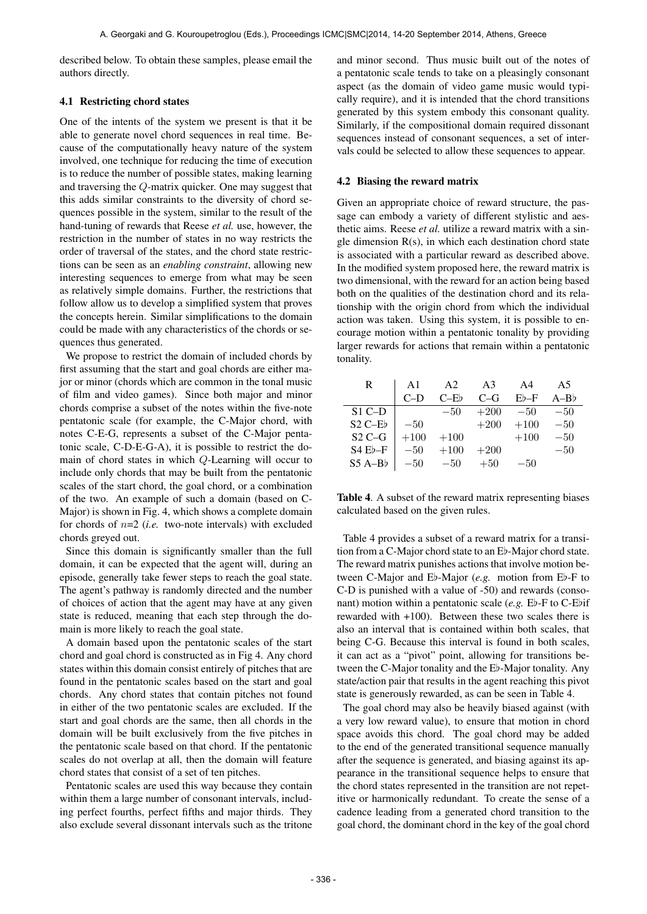described below. To obtain these samples, please email the authors directly.

### 4.1 Restricting chord states

One of the intents of the system we present is that it be able to generate novel chord sequences in real time. Because of the computationally heavy nature of the system involved, one technique for reducing the time of execution is to reduce the number of possible states, making learning and traversing the $Q$-matrix quicker. One may suggest that this adds similar constraints to the diversity of chord sequences possible in the system, similar to the result of the hand-tuning of rewards that Reese *et al.* use, however, the restriction in the number of states in no way restricts the order of traversal of the states, and the chord state restrictions can be seen as an *enabling constraint*, allowing new interesting sequences to emerge from what may be seen as relatively simple domains. Further, the restrictions that follow allow us to develop a simplified system that proves the concepts herein. Similar simplifications to the domain could be made with any characteristics of the chords or sequences thus generated.

We propose to restrict the domain of included chords by first assuming that the start and goal chords are either major or minor (chords which are common in the tonal music of film and video games). Since both major and minor chords comprise a subset of the notes within the five-note pentatonic scale (for example, the C-Major chord, with notes C-E-G, represents a subset of the C-Major pentatonic scale, C-D-E-G-A), it is possible to restrict the domain of chord states in which $Q$-Learning will occur to include only chords that may be built from the pentatonic scales of the start chord, the goal chord, or a combination of the two. An example of such a domain (based on C-Major) is shown in Fig. 4, which shows a complete domain for chords of $n$=2 (*i.e.* two-note intervals) with excluded chords greyed out.

Since this domain is significantly smaller than the full domain, it can be expected that the agent will, during an episode, generally take fewer steps to reach the goal state. The agent's pathway is randomly directed and the number of choices of action that the agent may have at any given state is reduced, meaning that each step through the domain is more likely to reach the goal state.

A domain based upon the pentatonic scales of the start chord and goal chord is constructed as in Fig 4. Any chord states within this domain consist entirely of pitches that are found in the pentatonic scales based on the start and goal chords. Any chord states that contain pitches not found in either of the two pentatonic scales are excluded. If the start and goal chords are the same, then all chords in the domain will be built exclusively from the five pitches in the pentatonic scale based on that chord. If the pentatonic scales do not overlap at all, then the domain will feature chord states that consist of a set of ten pitches.

Pentatonic scales are used this way because they contain within them a large number of consonant intervals, including perfect fourths, perfect fifths and major thirds. They also exclude several dissonant intervals such as the tritone and minor second. Thus music built out of the notes of a pentatonic scale tends to take on a pleasingly consonant aspect (as the domain of video game music would typically require), and it is intended that the chord transitions generated by this system embody this consonant quality. Similarly, if the compositional domain required dissonant sequences instead of consonant sequences, a set of intervals could be selected to allow these sequences to appear.

### 4.2 Biasing the reward matrix

Given an appropriate choice of reward structure, the passage can embody a variety of different stylistic and aesthetic aims. Reese *et al.* utilize a reward matrix with a single dimension R(s), in which each destination chord state is associated with a particular reward as described above. In the modified system proposed here, the reward matrix is two dimensional, with the reward for an action being based both on the qualities of the destination chord and its relationship with the origin chord from which the individual action was taken. Using this system, it is possible to encourage motion within a pentatonic tonality by providing larger rewards for actions that remain within a pentatonic tonality.

| R | A1 C–D | A2 C–E♭ | A3 C–G | A4 E♭–F | A5 A–B♭ |
|---|---|---|---|---|---|
| S1 C–D | | $-50$ | $+200$ | $-50$ | $-50$ |
| S2 C–E♭ | $-50$ | | $+200$ | $+100$ | $-50$ |
| S2 C–G | $+100$ | $+100$ | | $+100$ | $-50$ |
| S4 E♭–F | $-50$ | $+100$ | $+200$ | | $-50$ |
| S5 A–B♭ | $-50$ | $-50$ | $+50$ | $-50$ | |

**Table 4**. A subset of the reward matrix representing biases calculated based on the given rules.

Table 4 provides a subset of a reward matrix for a transition from a C-Major chord state to an E♭-Major chord state. The reward matrix punishes actions that involve motion between C-Major and E♭-Major (*e.g.* motion from E♭-F to C-D is punished with a value of -50) and rewards (consonant) motion within a pentatonic scale (*e.g.* E♭-F to C-E♭if rewarded with +100). Between these two scales there is also an interval that is contained within both scales, that being C-G. Because this interval is found in both scales, it can act as a "pivot" point, allowing for transitions between the C-Major tonality and the E♭-Major tonality. Any state/action pair that results in the agent reaching this pivot state is generously rewarded, as can be seen in Table 4.

The goal chord may also be heavily biased against (with a very low reward value), to ensure that motion in chord space avoids this chord. The goal chord may be added to the end of the generated transitional sequence manually after the sequence is generated, and biasing against its appearance in the transitional sequence helps to ensure that the chord states represented in the transition are not repetitive or harmonically redundant. To create the sense of a cadence leading from a generated chord transition to the goal chord, the dominant chord in the key of the goal chord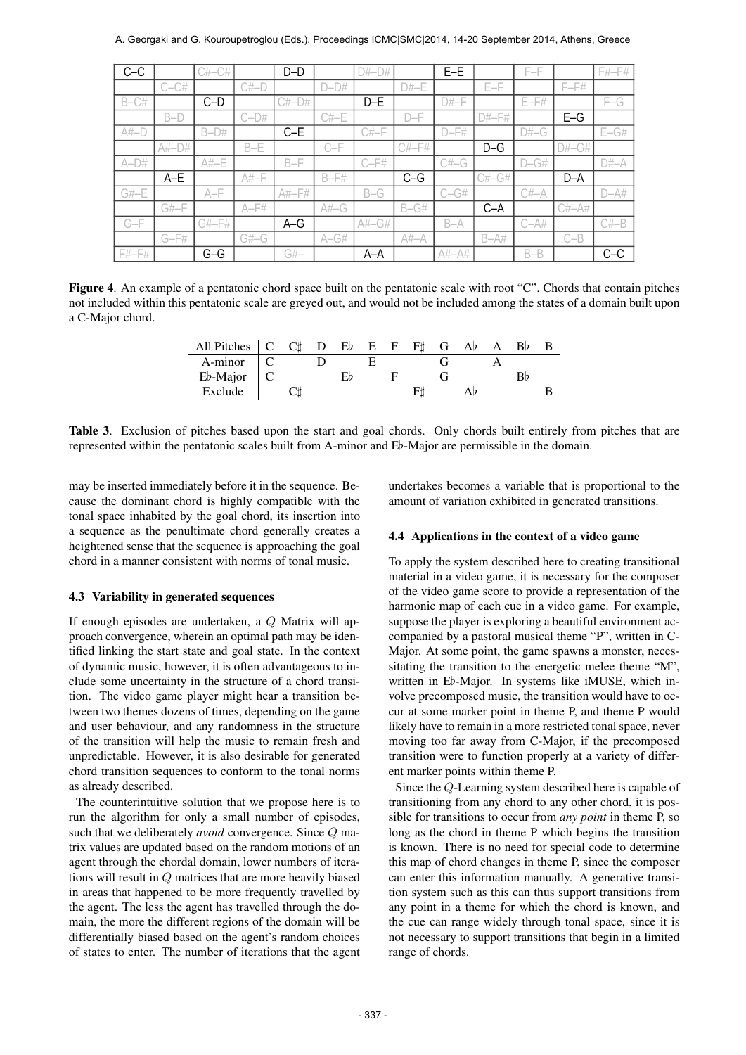| | | | | | | | | | | | | |
|---|---|---|---|---|---|---|---|---|---|---|---|---|
| C–C | | C#–C# | | D–D | | D#–D# | | E–E | | F–F | | F#–F# |
| | C–C# | | C#–D | | D–D# | | D#–E | | E–F | | F–F# | |
| B–C# | | C–D | | C#–D# | | D–E | | D#–F | | E–F# | | F–G |
| | B–D | | C–D# | | C#–E | | D–F | | D#–F# | | E–G | |
| A#–D | | B–D# | | C–E | | C#–F | | D–F# | | D#–G | | E–G# |
| | A#–D# | | B–E | | C–F | | C#–F# | | D–G | | D#–G# | |
| A–D# | | A#–E | | B–F | | C–F# | | C#–G | | D–G# | | D#–A |
| | A–E | | A#–F | | B–F# | | C–G | | C#–G# | | D–A | |
| G#–E | | A–F | | A#–F# | | B–G | | C–G# | | C#–A | | D–A# |
| | G#–F | | A–F# | | A#–G | | B–G# | | C–A | | C#–A# | |
| G–F | | G#–F# | | A–G | | A#–G# | | B–A | | C–A# | | C#–B |
| | G–F# | | G#–G | | A–G# | | A#–A | | B–A# | | C–B | |
| F#–F# | | G–G | | G#– | | A–A | | A#–A# | | B–B | | C–C |

**Figure 4**. An example of a pentatonic chord space built on the pentatonic scale with root "C". Chords that contain pitches not included within this pentatonic scale are greyed out, and would not be included among the states of a domain built upon a C-Major chord.

| All Pitches | C | C♯ | D | E♭ | E | F | F♯ | G | A♭ | A | B♭ | B |
|---|---|---|---|---|---|---|---|---|---|---|---|---|
| A-minor | C | | D | | E | | | G | | A | | |
| E♭-Major | C | | | E♭ | | F | | G | | | B♭ | |
| Exclude | | C♯ | | | | | F♯ | | A♭ | | | B |

**Table 3**. Exclusion of pitches based upon the start and goal chords. Only chords built entirely from pitches that are represented within the pentatonic scales built from A-minor and E♭-Major are permissible in the domain.

may be inserted immediately before it in the sequence. Because the dominant chord is highly compatible with the tonal space inhabited by the goal chord, its insertion into a sequence as the penultimate chord generally creates a heightened sense that the sequence is approaching the goal chord in a manner consistent with norms of tonal music.

### 4.3 Variability in generated sequences

If enough episodes are undertaken, a $Q$ Matrix will approach convergence, wherein an optimal path may be identified linking the start state and goal state. In the context of dynamic music, however, it is often advantageous to include some uncertainty in the structure of a chord transition. The video game player might hear a transition between two themes dozens of times, depending on the game and user behaviour, and any randomness in the structure of the transition will help the music to remain fresh and unpredictable. However, it is also desirable for generated chord transition sequences to conform to the tonal norms as already described.

The counterintuitive solution that we propose here is to run the algorithm for only a small number of episodes, such that we deliberately *avoid* convergence. Since $Q$ matrix values are updated based on the random motions of an agent through the chordal domain, lower numbers of iterations will result in $Q$ matrices that are more heavily biased in areas that happened to be more frequently travelled by the agent. The less the agent has travelled through the domain, the more the different regions of the domain will be differentially biased based on the agent's random choices of states to enter. The number of iterations that the agent undertakes becomes a variable that is proportional to the amount of variation exhibited in generated transitions.

### 4.4 Applications in the context of a video game

To apply the system described here to creating transitional material in a video game, it is necessary for the composer of the video game score to provide a representation of the harmonic map of each cue in a video game. For example, suppose the player is exploring a beautiful environment accompanied by a pastoral musical theme "P", written in C-Major. At some point, the game spawns a monster, necessitating the transition to the energetic melee theme "M", written in E♭-Major. In systems like iMUSE, which involve precomposed music, the transition would have to occur at some marker point in theme P, and theme P would likely have to remain in a more restricted tonal space, never moving too far away from C-Major, if the precomposed transition were to function properly at a variety of different marker points within theme P.

Since the $Q$-Learning system described here is capable of transitioning from any chord to any other chord, it is possible for transitions to occur from *any point* in theme P, so long as the chord in theme P which begins the transition is known. There is no need for special code to determine this map of chord changes in theme P, since the composer can enter this information manually. A generative transition system such as this can thus support transitions from any point in a theme for which the chord is known, and the cue can range widely through tonal space, since it is not necessary to support transitions that begin in a limited range of chords.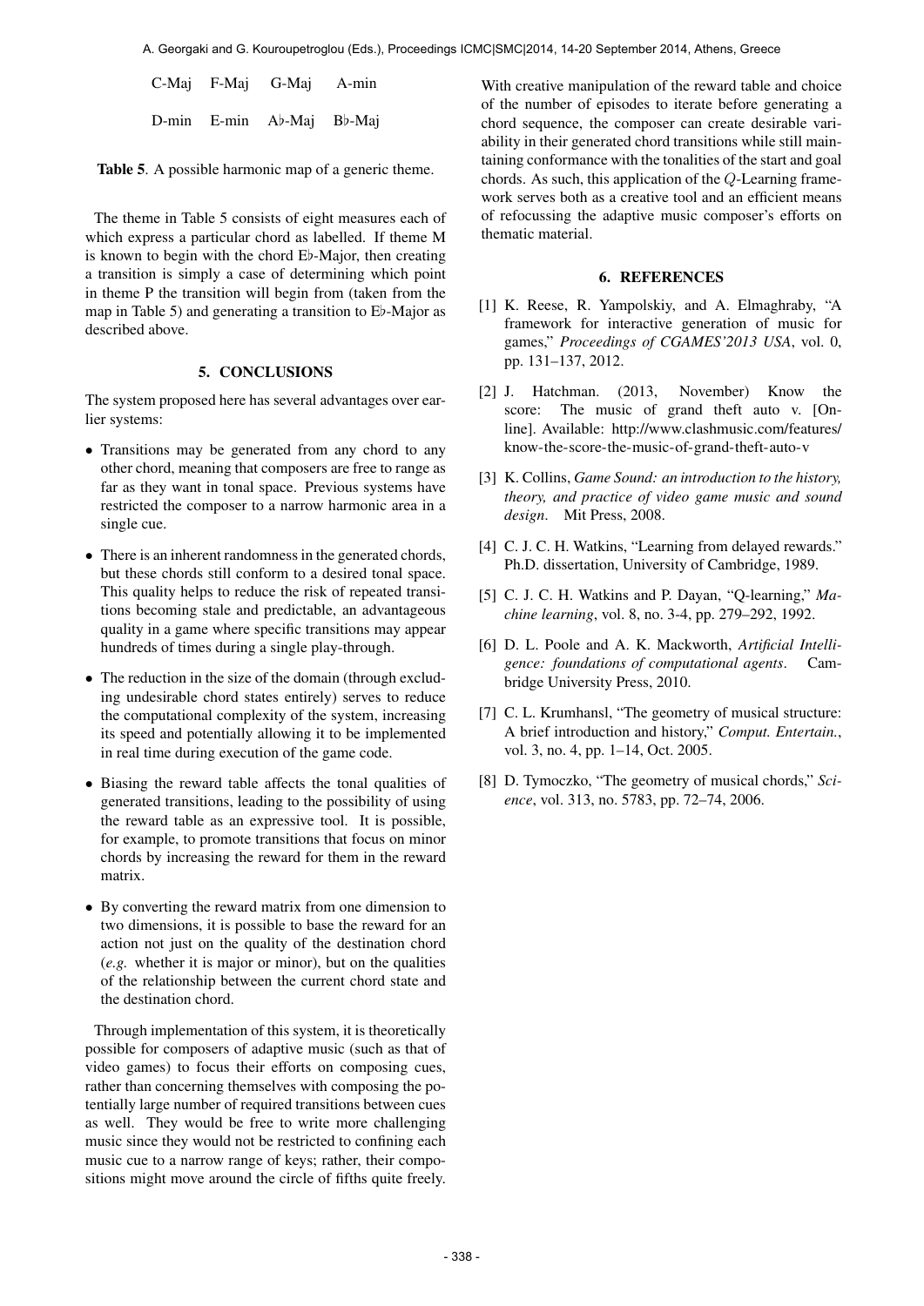| | | | |
|---|---|---|---|
| C-Maj | F-Maj | G-Maj | A-min |
| D-min | E-min | A♭-Maj | B♭-Maj |

**Table 5**. A possible harmonic map of a generic theme.

The theme in Table 5 consists of eight measures each of which express a particular chord as labelled. If theme M is known to begin with the chord E♭-Major, then creating a transition is simply a case of determining which point in theme P the transition will begin from (taken from the map in Table 5) and generating a transition to E♭-Major as described above.

## 5. CONCLUSIONS

The system proposed here has several advantages over earlier systems:

- Transitions may be generated from any chord to any other chord, meaning that composers are free to range as far as they want in tonal space. Previous systems have restricted the composer to a narrow harmonic area in a single cue.
- There is an inherent randomness in the generated chords, but these chords still conform to a desired tonal space. This quality helps to reduce the risk of repeated transitions becoming stale and predictable, an advantageous quality in a game where specific transitions may appear hundreds of times during a single play-through.
- The reduction in the size of the domain (through excluding undesirable chord states entirely) serves to reduce the computational complexity of the system, increasing its speed and potentially allowing it to be implemented in real time during execution of the game code.
- Biasing the reward table affects the tonal qualities of generated transitions, leading to the possibility of using the reward table as an expressive tool. It is possible, for example, to promote transitions that focus on minor chords by increasing the reward for them in the reward matrix.
- By converting the reward matrix from one dimension to two dimensions, it is possible to base the reward for an action not just on the quality of the destination chord (*e.g.* whether it is major or minor), but on the qualities of the relationship between the current chord state and the destination chord.

Through implementation of this system, it is theoretically possible for composers of adaptive music (such as that of video games) to focus their efforts on composing cues, rather than concerning themselves with composing the potentially large number of required transitions between cues as well. They would be free to write more challenging music since they would not be restricted to confining each music cue to a narrow range of keys; rather, their compositions might move around the circle of fifths quite freely. With creative manipulation of the reward table and choice of the number of episodes to iterate before generating a chord sequence, the composer can create desirable variability in their generated chord transitions while still maintaining conformance with the tonalities of the start and goal chords. As such, this application of the $Q$-Learning framework serves both as a creative tool and an efficient means of refocussing the adaptive music composer's efforts on thematic material.

## 6. REFERENCES

[1] K. Reese, R. Yampolskiy, and A. Elmaghraby, "A framework for interactive generation of music for games," *Proceedings of CGAMES'2013 USA*, vol. 0, pp. 131–137, 2012.

[2] J. Hatchman. (2013, November) Know the score: The music of grand theft auto v. [Online]. Available: http://www.clashmusic.com/features/know-the-score-the-music-of-grand-theft-auto-v

[3] K. Collins, *Game Sound: an introduction to the history, theory, and practice of video game music and sound design*. Mit Press, 2008.

[4] C. J. C. H. Watkins, "Learning from delayed rewards." Ph.D. dissertation, University of Cambridge, 1989.

[5] C. J. C. H. Watkins and P. Dayan, "Q-learning," *Machine learning*, vol. 8, no. 3-4, pp. 279–292, 1992.

[6] D. L. Poole and A. K. Mackworth, *Artificial Intelligence: foundations of computational agents*. Cambridge University Press, 2010.

[7] C. L. Krumhansl, "The geometry of musical structure: A brief introduction and history," *Comput. Entertain.*, vol. 3, no. 4, pp. 1–14, Oct. 2005.

[8] D. Tymoczko, "The geometry of musical chords," *Science*, vol. 313, no. 5783, pp. 72–74, 2006.